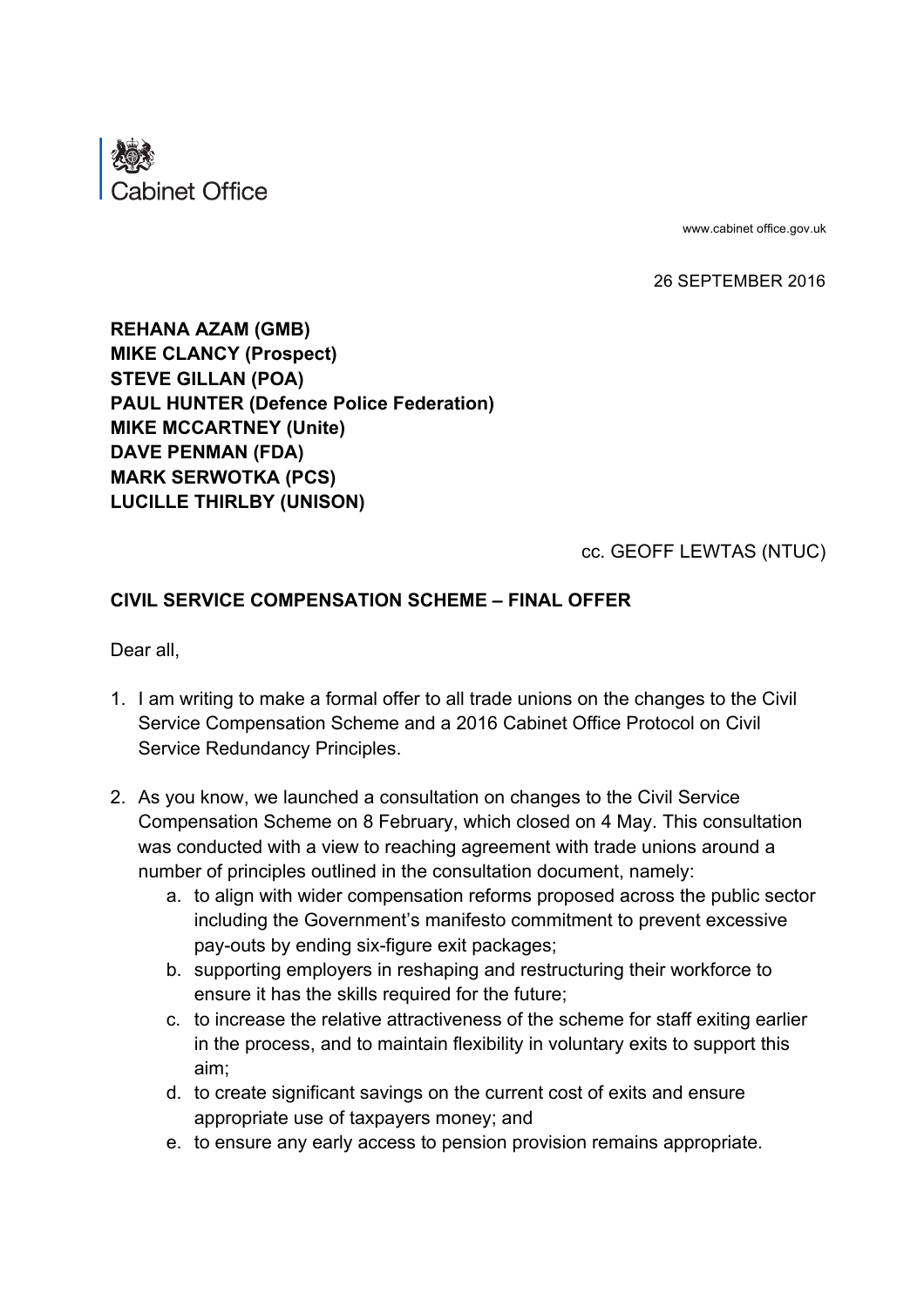Cabinet Office

www.cabinet office.gov.uk

26 SEPTEMBER 2016

**REHANA AZAM (GMB)**
**MIKE CLANCY (Prospect)**
**STEVE GILLAN (POA)**
**PAUL HUNTER (Defence Police Federation)**
**MIKE MCCARTNEY (Unite)**
**DAVE PENMAN (FDA)**
**MARK SERWOTKA (PCS)**
**LUCILLE THIRLBY (UNISON)**

cc. GEOFF LEWTAS (NTUC)

**CIVIL SERVICE COMPENSATION SCHEME – FINAL OFFER**

Dear all,

1. I am writing to make a formal offer to all trade unions on the changes to the Civil Service Compensation Scheme and a 2016 Cabinet Office Protocol on Civil Service Redundancy Principles.

2. As you know, we launched a consultation on changes to the Civil Service Compensation Scheme on 8 February, which closed on 4 May. This consultation was conducted with a view to reaching agreement with trade unions around a number of principles outlined in the consultation document, namely:
    a. to align with wider compensation reforms proposed across the public sector including the Government's manifesto commitment to prevent excessive pay-outs by ending six-figure exit packages;
    b. supporting employers in reshaping and restructuring their workforce to ensure it has the skills required for the future;
    c. to increase the relative attractiveness of the scheme for staff exiting earlier in the process, and to maintain flexibility in voluntary exits to support this aim;
    d. to create significant savings on the current cost of exits and ensure appropriate use of taxpayers money; and
    e. to ensure any early access to pension provision remains appropriate.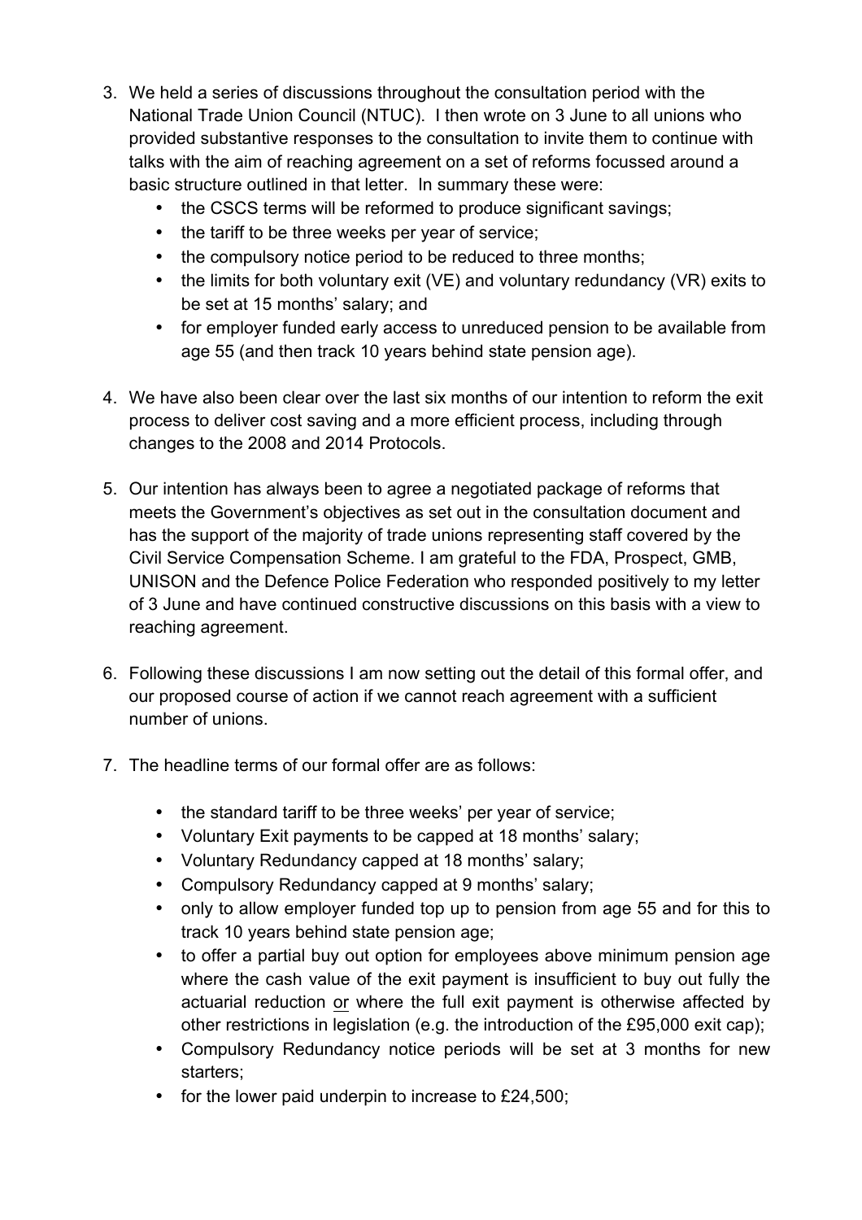3. We held a series of discussions throughout the consultation period with the National Trade Union Council (NTUC). I then wrote on 3 June to all unions who provided substantive responses to the consultation to invite them to continue with talks with the aim of reaching agreement on a set of reforms focussed around a basic structure outlined in that letter. In summary these were:
   - the CSCS terms will be reformed to produce significant savings;
   - the tariff to be three weeks per year of service;
   - the compulsory notice period to be reduced to three months;
   - the limits for both voluntary exit (VE) and voluntary redundancy (VR) exits to be set at 15 months' salary; and
   - for employer funded early access to unreduced pension to be available from age 55 (and then track 10 years behind state pension age).

4. We have also been clear over the last six months of our intention to reform the exit process to deliver cost saving and a more efficient process, including through changes to the 2008 and 2014 Protocols.

5. Our intention has always been to agree a negotiated package of reforms that meets the Government's objectives as set out in the consultation document and has the support of the majority of trade unions representing staff covered by the Civil Service Compensation Scheme. I am grateful to the FDA, Prospect, GMB, UNISON and the Defence Police Federation who responded positively to my letter of 3 June and have continued constructive discussions on this basis with a view to reaching agreement.

6. Following these discussions I am now setting out the detail of this formal offer, and our proposed course of action if we cannot reach agreement with a sufficient number of unions.

7. The headline terms of our formal offer are as follows:

   - the standard tariff to be three weeks' per year of service;
   - Voluntary Exit payments to be capped at 18 months' salary;
   - Voluntary Redundancy capped at 18 months' salary;
   - Compulsory Redundancy capped at 9 months' salary;
   - only to allow employer funded top up to pension from age 55 and for this to track 10 years behind state pension age;
   - to offer a partial buy out option for employees above minimum pension age where the cash value of the exit payment is insufficient to buy out fully the actuarial reduction <u>or</u> where the full exit payment is otherwise affected by other restrictions in legislation (e.g. the introduction of the £95,000 exit cap);
   - Compulsory Redundancy notice periods will be set at 3 months for new starters;
   - for the lower paid underpin to increase to £24,500;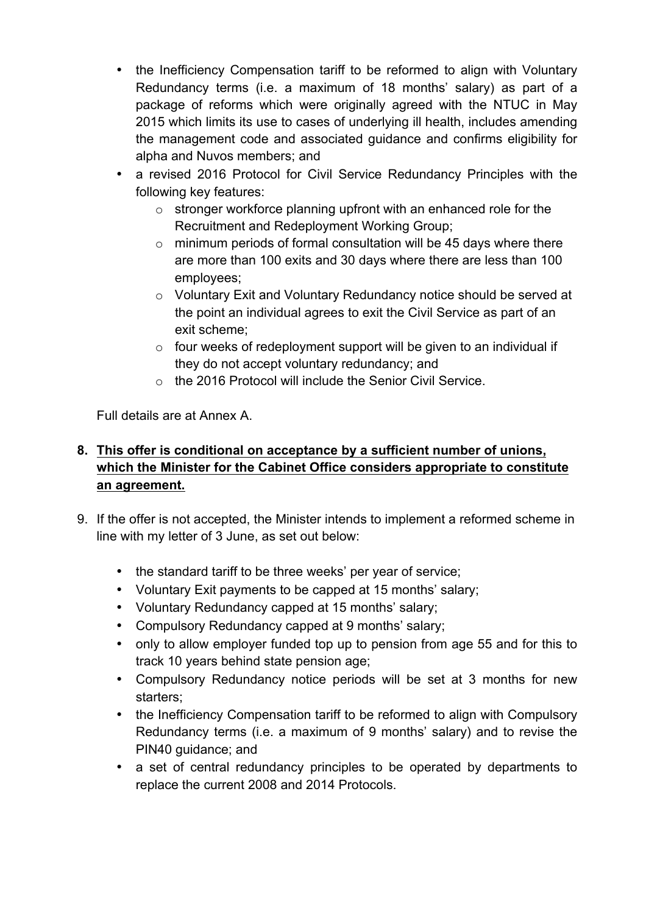- the Inefficiency Compensation tariff to be reformed to align with Voluntary Redundancy terms (i.e. a maximum of 18 months' salary) as part of a package of reforms which were originally agreed with the NTUC in May 2015 which limits its use to cases of underlying ill health, includes amending the management code and associated guidance and confirms eligibility for alpha and Nuvos members; and
- a revised 2016 Protocol for Civil Service Redundancy Principles with the following key features:
    - stronger workforce planning upfront with an enhanced role for the Recruitment and Redeployment Working Group;
    - minimum periods of formal consultation will be 45 days where there are more than 100 exits and 30 days where there are less than 100 employees;
    - Voluntary Exit and Voluntary Redundancy notice should be served at the point an individual agrees to exit the Civil Service as part of an exit scheme;
    - four weeks of redeployment support will be given to an individual if they do not accept voluntary redundancy; and
    - the 2016 Protocol will include the Senior Civil Service.

Full details are at Annex A.

8. **<u>This offer is conditional on acceptance by a sufficient number of unions, which the Minister for the Cabinet Office considers appropriate to constitute an agreement.</u>**

9. If the offer is not accepted, the Minister intends to implement a reformed scheme in line with my letter of 3 June, as set out below:

    - the standard tariff to be three weeks' per year of service;
    - Voluntary Exit payments to be capped at 15 months' salary;
    - Voluntary Redundancy capped at 15 months' salary;
    - Compulsory Redundancy capped at 9 months' salary;
    - only to allow employer funded top up to pension from age 55 and for this to track 10 years behind state pension age;
    - Compulsory Redundancy notice periods will be set at 3 months for new starters;
    - the Inefficiency Compensation tariff to be reformed to align with Compulsory Redundancy terms (i.e. a maximum of 9 months' salary) and to revise the PIN40 guidance; and
    - a set of central redundancy principles to be operated by departments to replace the current 2008 and 2014 Protocols.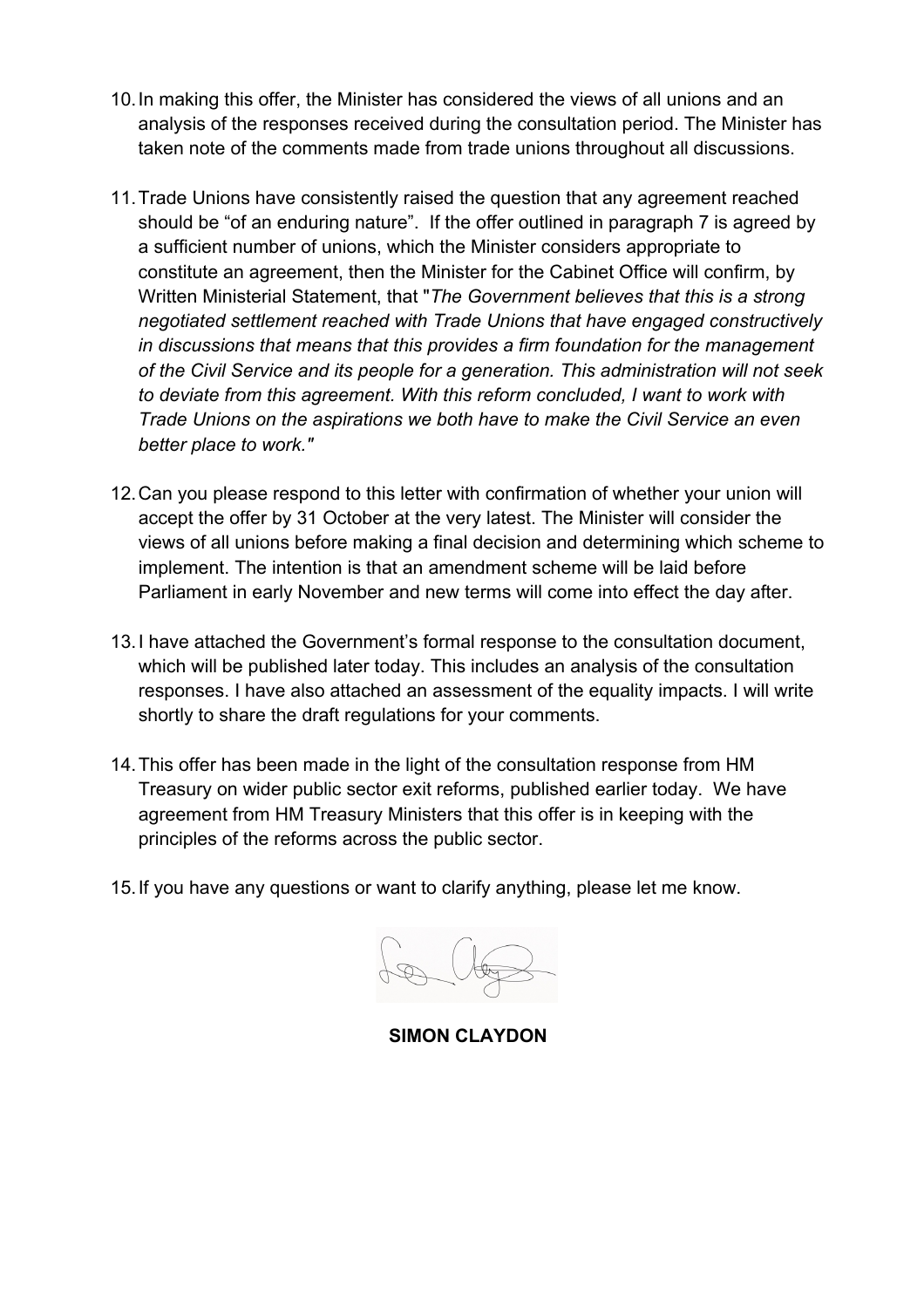10. In making this offer, the Minister has considered the views of all unions and an analysis of the responses received during the consultation period. The Minister has taken note of the comments made from trade unions throughout all discussions.

11. Trade Unions have consistently raised the question that any agreement reached should be "of an enduring nature". If the offer outlined in paragraph 7 is agreed by a sufficient number of unions, which the Minister considers appropriate to constitute an agreement, then the Minister for the Cabinet Office will confirm, by Written Ministerial Statement, that "*The Government believes that this is a strong negotiated settlement reached with Trade Unions that have engaged constructively in discussions that means that this provides a firm foundation for the management of the Civil Service and its people for a generation. This administration will not seek to deviate from this agreement. With this reform concluded, I want to work with Trade Unions on the aspirations we both have to make the Civil Service an even better place to work.*"

12. Can you please respond to this letter with confirmation of whether your union will accept the offer by 31 October at the very latest. The Minister will consider the views of all unions before making a final decision and determining which scheme to implement. The intention is that an amendment scheme will be laid before Parliament in early November and new terms will come into effect the day after.

13. I have attached the Government's formal response to the consultation document, which will be published later today. This includes an analysis of the consultation responses. I have also attached an assessment of the equality impacts. I will write shortly to share the draft regulations for your comments.

14. This offer has been made in the light of the consultation response from HM Treasury on wider public sector exit reforms, published earlier today. We have agreement from HM Treasury Ministers that this offer is in keeping with the principles of the reforms across the public sector.

15. If you have any questions or want to clarify anything, please let me know.

**SIMON CLAYDON**